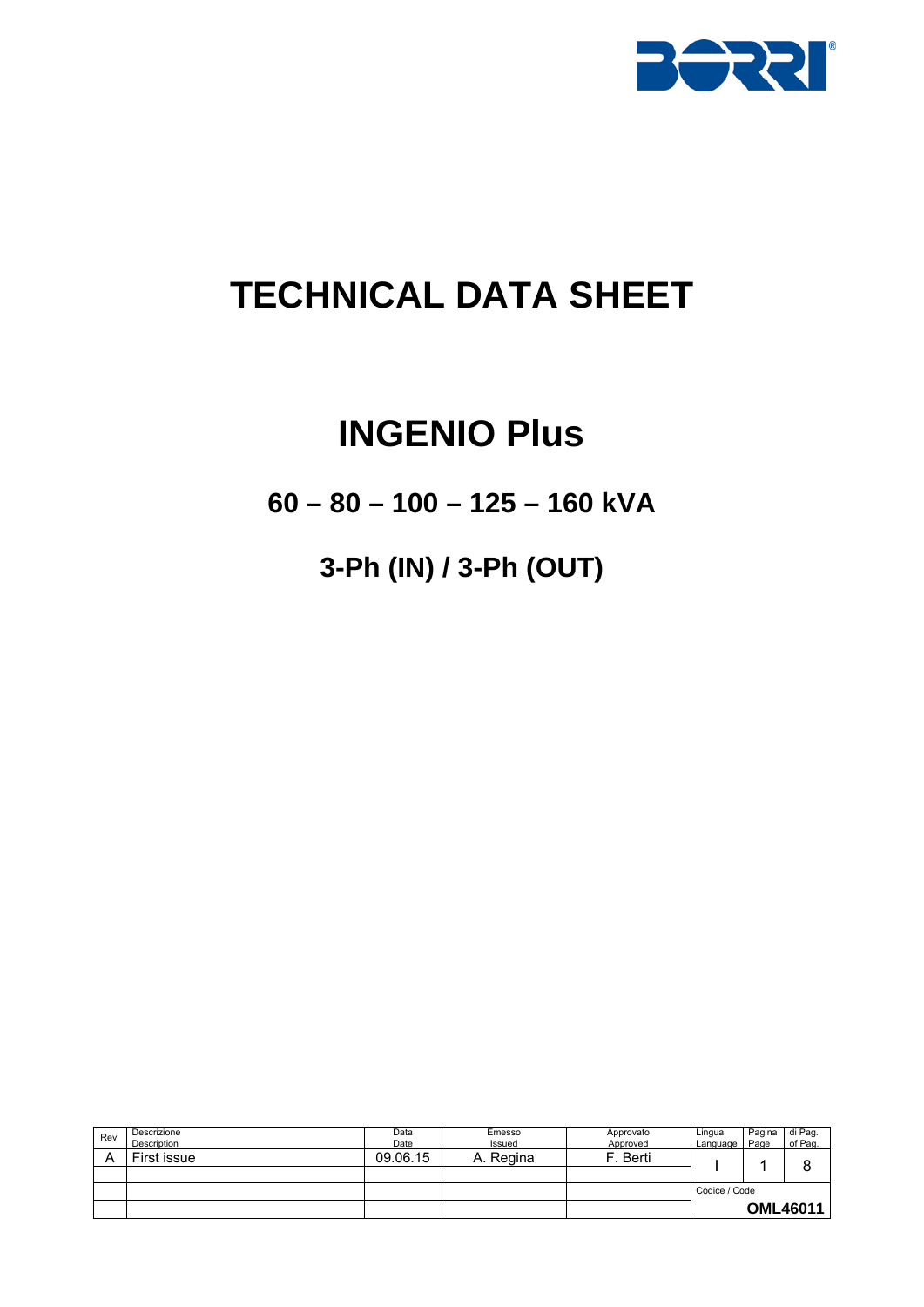# TECHNICAL DATA SHEET

# INGENIO Plus

## 60 – 80 – 100 – 125 – 160 kVA

## 3-Ph (IN) / 3-Ph (OUT)

| Rev. | Descrizione<br>Description | Data<br>Date | Emesso<br>Issued | Approvato<br>Approved | Lingua<br>Language | Pagina<br>Page | di Pag.<br>of Pag. |
|---|---|---|---|---|---|---|---|
| A | First issue | 09.06.15 | A. Regina | F. Berti | I | 1 | 8 |
| | | | | | Codice / Code | | |
| | | | | | **OML46011** | | |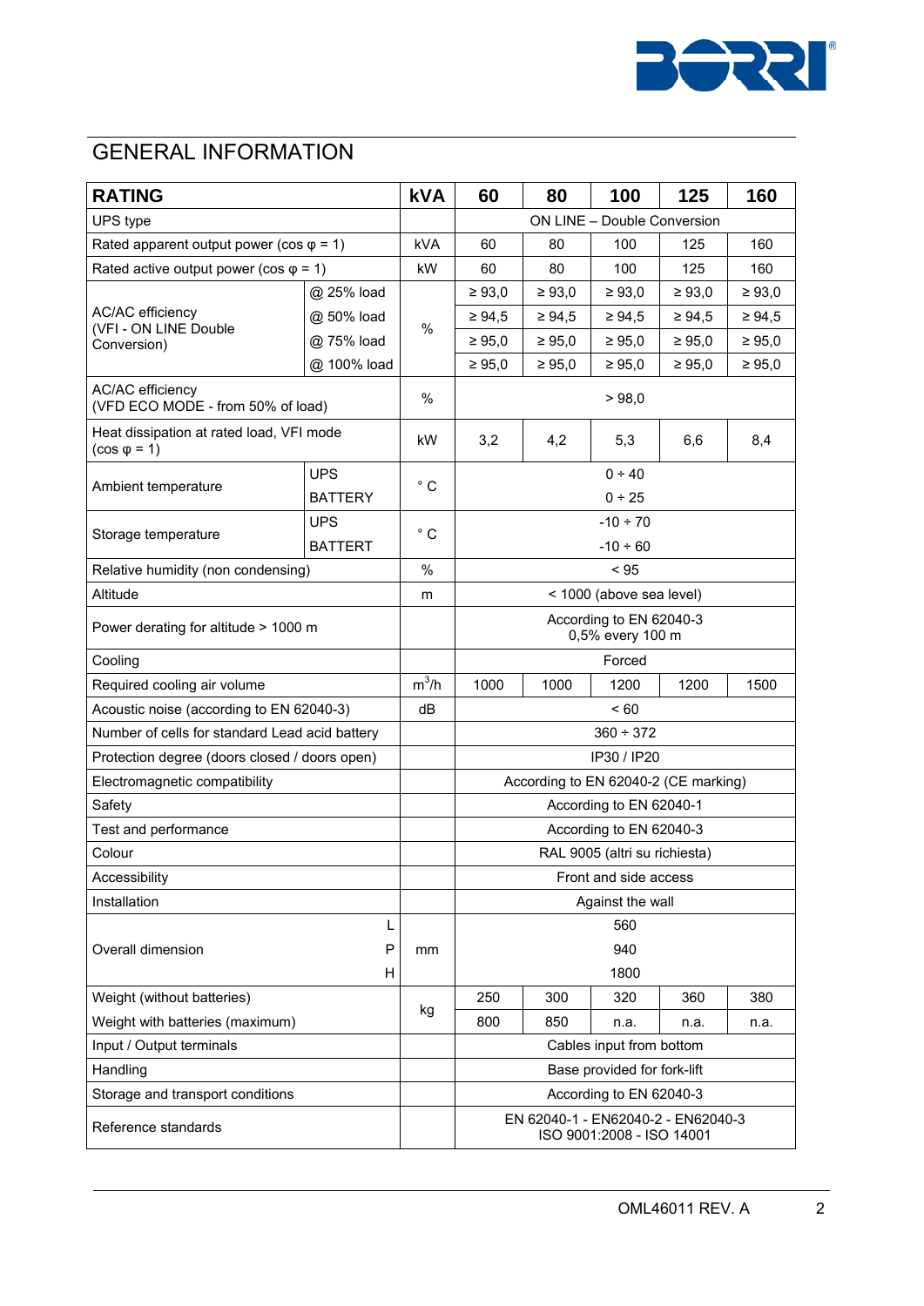# GENERAL INFORMATION

| RATING | | kVA | 60 | 80 | 100 | 125 | 160 |
|---|---|---|---|---|---|---|---|
| UPS type | | | ON LINE – Double Conversion | | | | |
| Rated apparent output power (cos φ = 1) | | kVA | 60 | 80 | 100 | 125 | 160 |
| Rated active output power (cos φ = 1) | | kW | 60 | 80 | 100 | 125 | 160 |
| AC/AC efficiency (VFI - ON LINE Double Conversion) | @ 25% load | % | ≥ 93,0 | ≥ 93,0 | ≥ 93,0 | ≥ 93,0 | ≥ 93,0 |
| | @ 50% load | | ≥ 94,5 | ≥ 94,5 | ≥ 94,5 | ≥ 94,5 | ≥ 94,5 |
| | @ 75% load | | ≥ 95,0 | ≥ 95,0 | ≥ 95,0 | ≥ 95,0 | ≥ 95,0 |
| | @ 100% load | | ≥ 95,0 | ≥ 95,0 | ≥ 95,0 | ≥ 95,0 | ≥ 95,0 |
| AC/AC efficiency (VFD ECO MODE - from 50% of load) | | % | > 98,0 | | | | |
| Heat dissipation at rated load, VFI mode (cos φ = 1) | | kW | 3,2 | 4,2 | 5,3 | 6,6 | 8,4 |
| Ambient temperature | UPS | ° C | 0 ÷ 40 | | | | |
| | BATTERY | | 0 ÷ 25 | | | | |
| Storage temperature | UPS | ° C | -10 ÷ 70 | | | | |
| | BATTERT | | -10 ÷ 60 | | | | |
| Relative humidity (non condensing) | | % | < 95 | | | | |
| Altitude | | m | < 1000 (above sea level) | | | | |
| Power derating for altitude > 1000 m | | | According to EN 62040-3 0,5% every 100 m | | | | |
| Cooling | | | Forced | | | | |
| Required cooling air volume | | $m^3/h$ | 1000 | 1000 | 1200 | 1200 | 1500 |
| Acoustic noise (according to EN 62040-3) | | dB | < 60 | | | | |
| Number of cells for standard Lead acid battery | | | 360 ÷ 372 | | | | |
| Protection degree (doors closed / doors open) | | | IP30 / IP20 | | | | |
| Electromagnetic compatibility | | | According to EN 62040-2 (CE marking) | | | | |
| Safety | | | According to EN 62040-1 | | | | |
| Test and performance | | | According to EN 62040-3 | | | | |
| Colour | | | RAL 9005 (altri su richiesta) | | | | |
| Accessibility | | | Front and side access | | | | |
| Installation | | | Against the wall | | | | |
| Overall dimension | L | mm | 560 | | | | |
| | P | | 940 | | | | |
| | H | | 1800 | | | | |
| Weight (without batteries) | | kg | 250 | 300 | 320 | 360 | 380 |
| Weight with batteries (maximum) | | | 800 | 850 | n.a. | n.a. | n.a. |
| Input / Output terminals | | | Cables input from bottom | | | | |
| Handling | | | Base provided for fork-lift | | | | |
| Storage and transport conditions | | | According to EN 62040-3 | | | | |
| Reference standards | | | EN 62040-1 - EN62040-2 - EN62040-3 ISO 9001:2008 - ISO 14001 | | | | |

OML46011 REV. A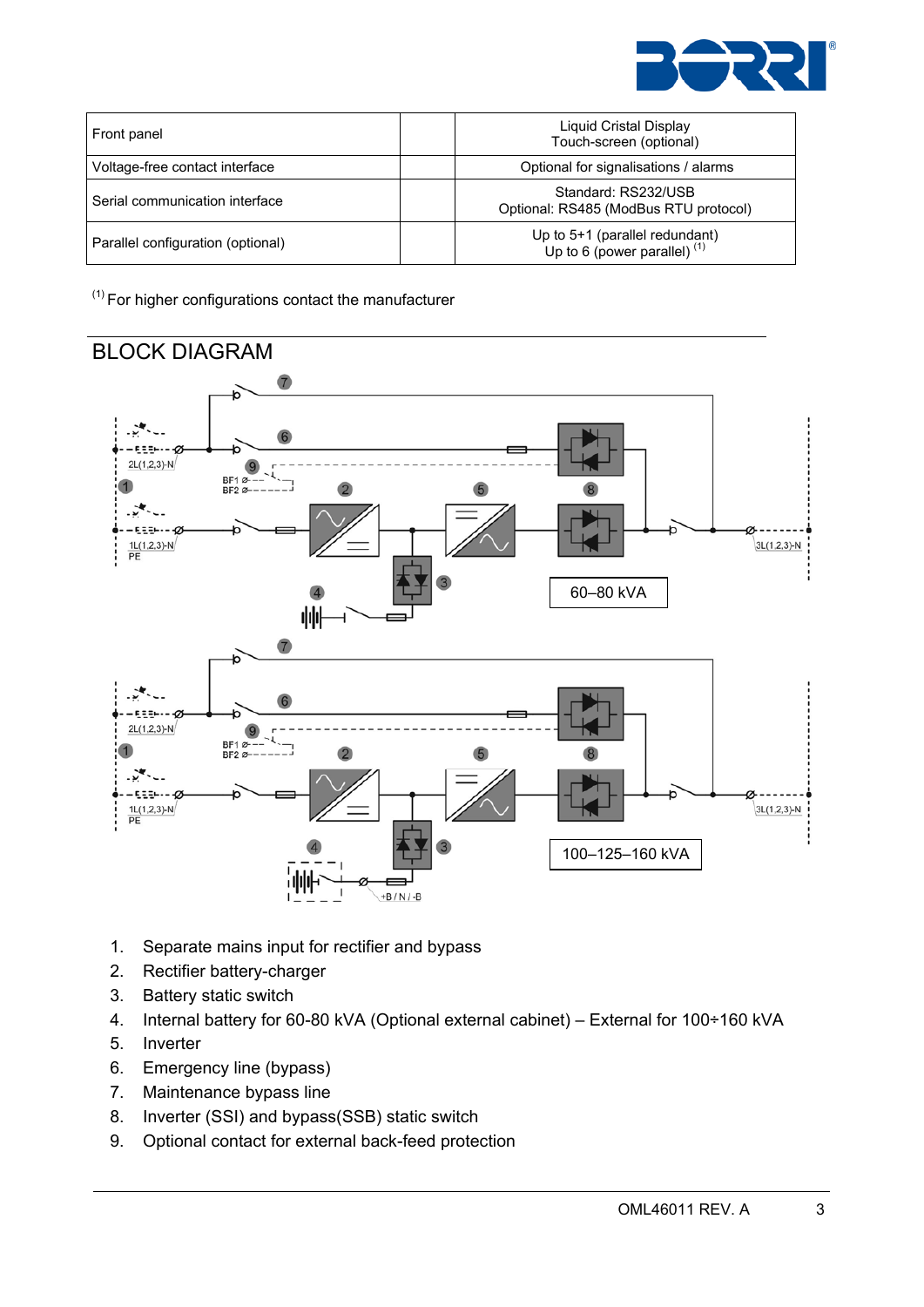| Front panel | | Liquid Cristal Display<br>Touch-screen (optional) |
|---|---|---|
| Voltage-free contact interface | | Optional for signalisations / alarms |
| Serial communication interface | | Standard: RS232/USB<br>Optional: RS485 (ModBus RTU protocol) |
| Parallel configuration (optional) | | Up to 5+1 (parallel redundant)<br>Up to 6 (power parallel) [1] |

[1] For higher configurations contact the manufacturer

## BLOCK DIAGRAM

60–80 kVA

100–125–160 kVA

1. Separate mains input for rectifier and bypass
2. Rectifier battery-charger
3. Battery static switch
4. Internal battery for 60-80 kVA (Optional external cabinet) – External for 100÷160 kVA
5. Inverter
6. Emergency line (bypass)
7. Maintenance bypass line
8. Inverter (SSI) and bypass(SSB) static switch
9. Optional contact for external back-feed protection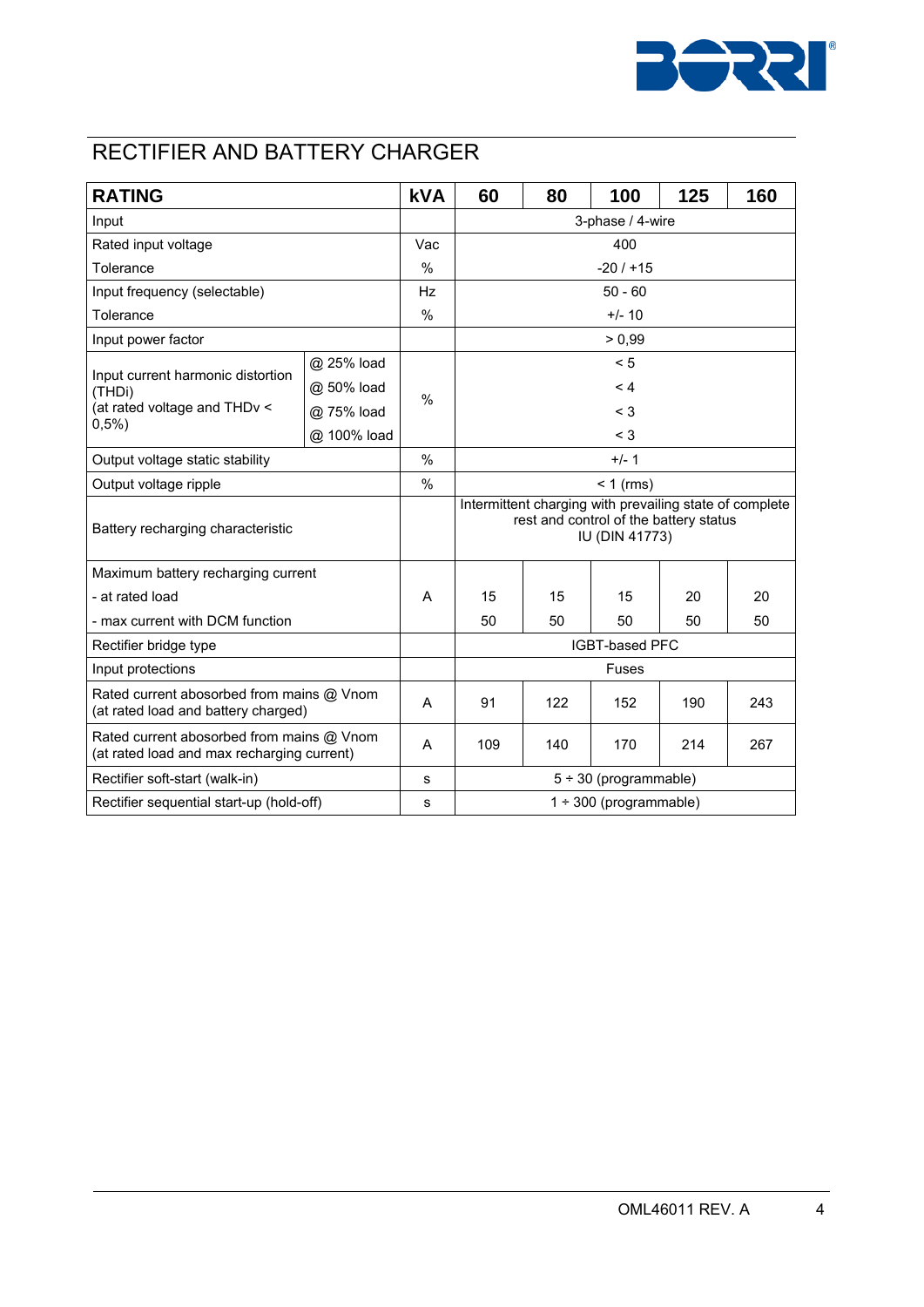# RECTIFIER AND BATTERY CHARGER

| RATING | | kVA | 60 | 80 | 100 | 125 | 160 |
|---|---|---|---|---|---|---|---|
| Input | | | 3-phase / 4-wire | | | | |
| Rated input voltage | | Vac | 400 | | | | |
| Tolerance | | % | -20 / +15 | | | | |
| Input frequency (selectable) | | Hz | 50 - 60 | | | | |
| Tolerance | | % | +/- 10 | | | | |
| Input power factor | | | > 0,99 | | | | |
| Input current harmonic distortion (THDi) (at rated voltage and THDv < 0,5%) | @ 25% load | % | < 5 | | | | |
| | @ 50% load | % | < 4 | | | | |
| | @ 75% load | % | < 3 | | | | |
| | @ 100% load | % | < 3 | | | | |
| Output voltage static stability | | % | +/- 1 | | | | |
| Output voltage ripple | | % | < 1 (rms) | | | | |
| Battery recharging characteristic | | | Intermittent charging with prevailing state of complete rest and control of the battery status IU (DIN 41773) | | | | |
| Maximum battery recharging current | | | | | | | |
| - at rated load | | A | 15 | 15 | 15 | 20 | 20 |
| - max current with DCM function | | A | 50 | 50 | 50 | 50 | 50 |
| Rectifier bridge type | | | IGBT-based PFC | | | | |
| Input protections | | | Fuses | | | | |
| Rated current abosorbed from mains @ Vnom (at rated load and battery charged) | | A | 91 | 122 | 152 | 190 | 243 |
| Rated current absorbed from mains @ Vnom (at rated load and max recharging current) | | A | 109 | 140 | 170 | 214 | 267 |
| Rectifier soft-start (walk-in) | | s | 5 ÷ 30 (programmable) | | | | |
| Rectifier sequential start-up (hold-off) | | s | 1 ÷ 300 (programmable) | | | | |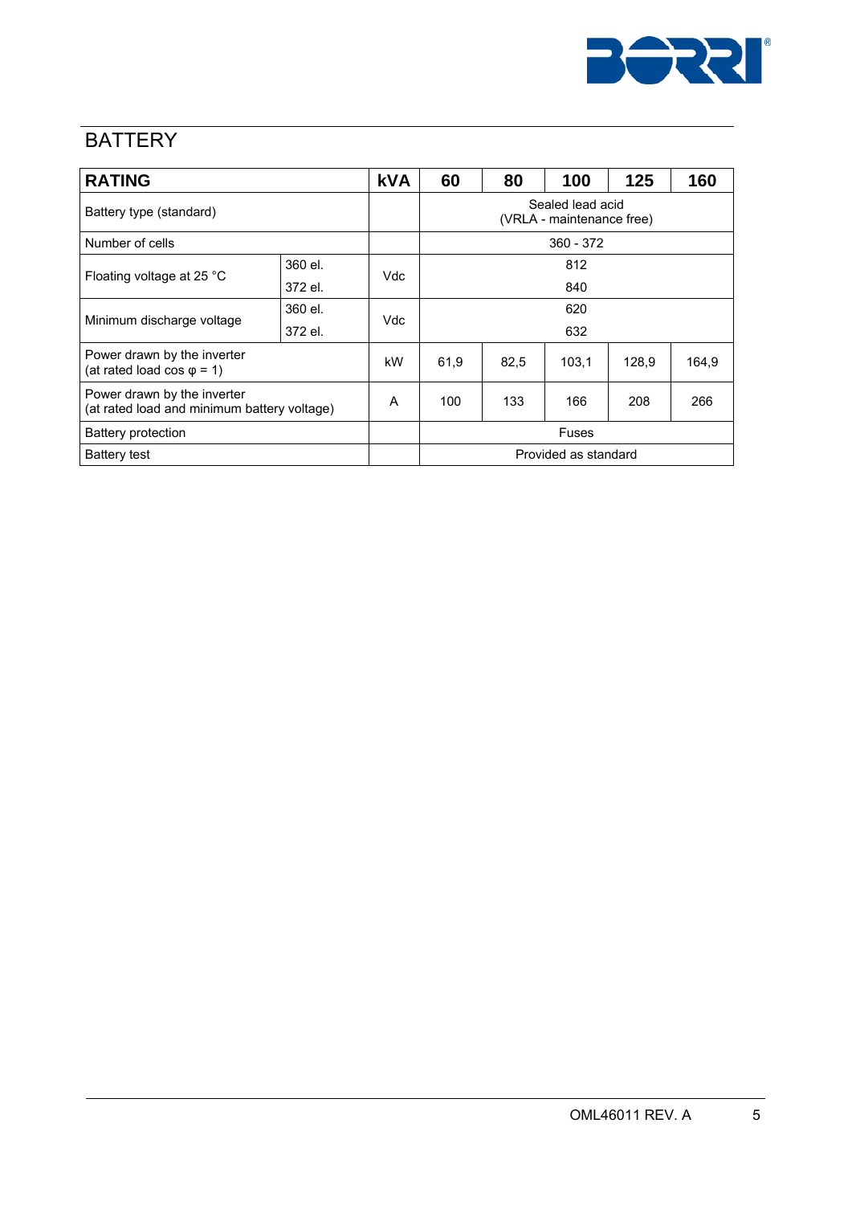## BATTERY

| RATING | | kVA | 60 | 80 | 100 | 125 | 160 |
|---|---|---|---|---|---|---|---|
| Battery type (standard) | | | Sealed lead acid (VRLA - maintenance free) | | | | |
| Number of cells | | | 360 - 372 | | | | |
| Floating voltage at 25 °C | 360 el. | Vdc | 812 | | | | |
| | 372 el. | | 840 | | | | |
| Minimum discharge voltage | 360 el. | Vdc | 620 | | | | |
| | 372 el. | | 632 | | | | |
| Power drawn by the inverter (at rated load cos φ = 1) | | kW | 61,9 | 82,5 | 103,1 | 128,9 | 164,9 |
| Power drawn by the inverter (at rated load and minimum battery voltage) | | A | 100 | 133 | 166 | 208 | 266 |
| Battery protection | | | Fuses | | | | |
| Battery test | | | Provided as standard | | | | |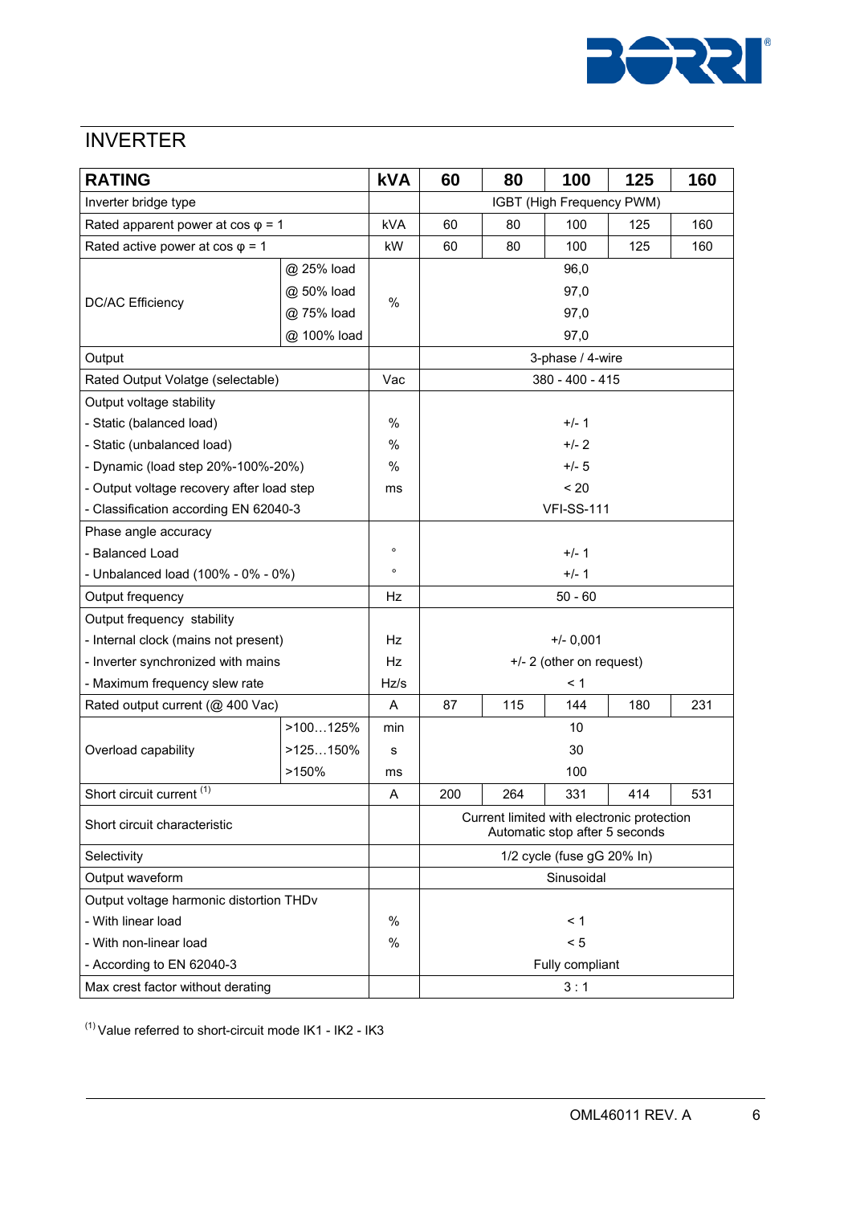## INVERTER

| RATING | | kVA | 60 | 80 | 100 | 125 | 160 |
|---|---|---|---|---|---|---|---|
| Inverter bridge type | | | IGBT (High Frequency PWM) | | | | |
| Rated apparent power at cos φ = 1 | | kVA | 60 | 80 | 100 | 125 | 160 |
| Rated active power at cos φ = 1 | | kW | 60 | 80 | 100 | 125 | 160 |
| DC/AC Efficiency | @ 25% load | % | 96,0 | | | | |
| | @ 50% load | | 97,0 | | | | |
| | @ 75% load | | 97,0 | | | | |
| | @ 100% load | | 97,0 | | | | |
| Output | | | 3-phase / 4-wire | | | | |
| Rated Output Volatge (selectable) | | Vac | 380 - 400 - 415 | | | | |
| Output voltage stability | | | | | | | |
| - Static (balanced load) | | % | +/- 1 | | | | |
| - Static (unbalanced load) | | % | +/- 2 | | | | |
| - Dynamic (load step 20%-100%-20%) | | % | +/- 5 | | | | |
| - Output voltage recovery after load step | | ms | < 20 | | | | |
| - Classification according EN 62040-3 | | | VFI-SS-111 | | | | |
| Phase angle accuracy | | | | | | | |
| - Balanced Load | | ° | +/- 1 | | | | |
| - Unbalanced load (100% - 0% - 0%) | | ° | +/- 1 | | | | |
| Output frequency | | Hz | 50 - 60 | | | | |
| Output frequency stability | | | | | | | |
| - Internal clock (mains not present) | | Hz | +/- 0,001 | | | | |
| - Inverter synchronized with mains | | Hz | +/- 2 (other on request) | | | | |
| - Maximum frequency slew rate | | Hz/s | < 1 | | | | |
| Rated output current (@ 400 Vac) | | A | 87 | 115 | 144 | 180 | 231 |
| Overload capability | >100…125% | min | 10 | | | | |
| | >125…150% | s | 30 | | | | |
| | >150% | ms | 100 | | | | |
| Short circuit current [(1)] | | A | 200 | 264 | 331 | 414 | 531 |
| Short circuit characteristic | | | Current limited with electronic protection Automatic stop after 5 seconds | | | | |
| Selectivity | | | 1/2 cycle (fuse gG 20% In) | | | | |
| Output waveform | | | Sinusoidal | | | | |
| Output voltage harmonic distortion THDv | | | | | | | |
| - With linear load | | % | < 1 | | | | |
| - With non-linear load | | % | < 5 | | | | |
| - According to EN 62040-3 | | | Fully compliant | | | | |
| Max crest factor without derating | | | 3 : 1 | | | | |

[(1)] Value referred to short-circuit mode IK1 - IK2 - IK3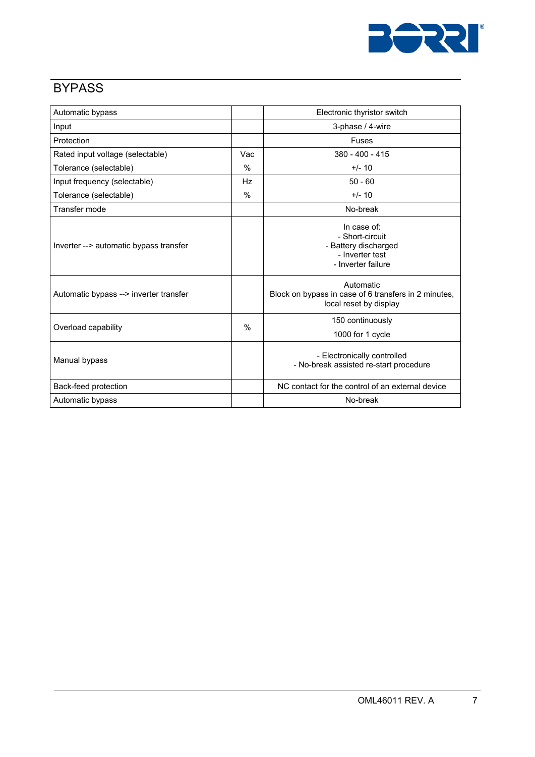## BYPASS

| | | |
|---|---|---|
| Automatic bypass | | Electronic thyristor switch |
| Input | | 3-phase / 4-wire |
| Protection | | Fuses |
| Rated input voltage (selectable) | Vac | 380 - 400 - 415 |
| Tolerance (selectable) | % | +/- 10 |
| Input frequency (selectable) | Hz | 50 - 60 |
| Tolerance (selectable) | % | +/- 10 |
| Transfer mode | | No-break |
| Inverter --> automatic bypass transfer | | In case of:<br>- Short-circuit<br>- Battery discharged<br>- Inverter test<br>- Inverter failure |
| Automatic bypass --> inverter transfer | | Automatic<br>Block on bypass in case of 6 transfers in 2 minutes, local reset by display |
| Overload capability | % | 150 continuously<br>1000 for 1 cycle |
| Manual bypass | | - Electronically controlled<br>- No-break assisted re-start procedure |
| Back-feed protection | | NC contact for the control of an external device |
| Automatic bypass | | No-break |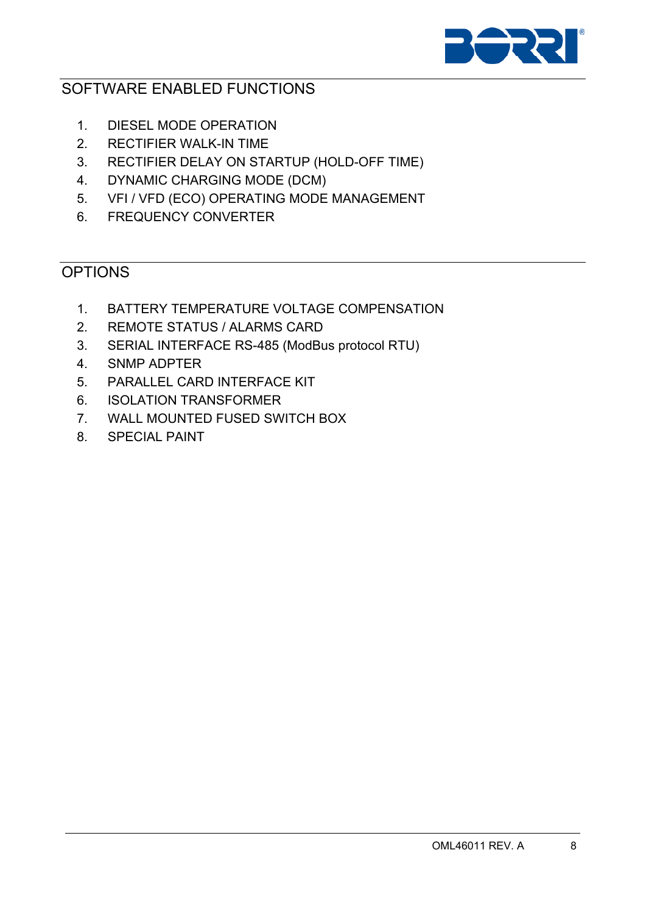## SOFTWARE ENABLED FUNCTIONS

1. DIESEL MODE OPERATION
2. RECTIFIER WALK-IN TIME
3. RECTIFIER DELAY ON STARTUP (HOLD-OFF TIME)
4. DYNAMIC CHARGING MODE (DCM)
5. VFI / VFD (ECO) OPERATING MODE MANAGEMENT
6. FREQUENCY CONVERTER

## OPTIONS

1. BATTERY TEMPERATURE VOLTAGE COMPENSATION
2. REMOTE STATUS / ALARMS CARD
3. SERIAL INTERFACE RS-485 (ModBus protocol RTU)
4. SNMP ADPTER
5. PARALLEL CARD INTERFACE KIT
6. ISOLATION TRANSFORMER
7. WALL MOUNTED FUSED SWITCH BOX
8. SPECIAL PAINT